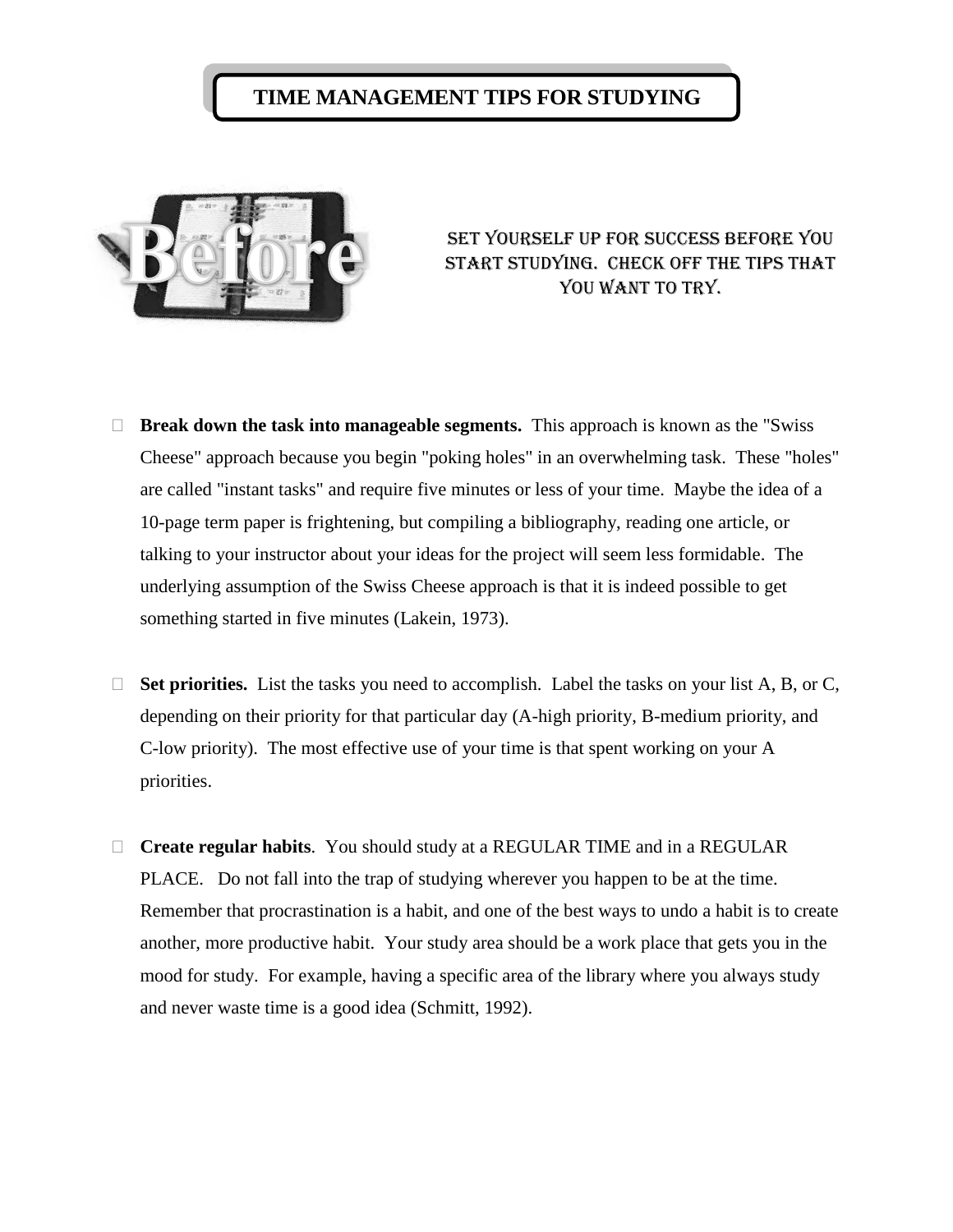# TIME MANAGEMENT TIPS FOR STUDYING

Before

SET YOURSELF UP FOR SUCCESS BEFORE YOU START STUDYING. CHECK OFF THE TIPS THAT YOU WANT TO TRY.

- **Break down the task into manageable segments.** This approach is known as the "Swiss Cheese" approach because you begin "poking holes" in an overwhelming task. These "holes" are called "instant tasks" and require five minutes or less of your time. Maybe the idea of a 10-page term paper is frightening, but compiling a bibliography, reading one article, or talking to your instructor about your ideas for the project will seem less formidable. The underlying assumption of the Swiss Cheese approach is that it is indeed possible to get something started in five minutes (Lakein, 1973).

- **Set priorities.** List the tasks you need to accomplish. Label the tasks on your list A, B, or C, depending on their priority for that particular day (A-high priority, B-medium priority, and C-low priority). The most effective use of your time is that spent working on your A priorities.

- **Create regular habits**. You should study at a REGULAR TIME and in a REGULAR PLACE. Do not fall into the trap of studying wherever you happen to be at the time. Remember that procrastination is a habit, and one of the best ways to undo a habit is to create another, more productive habit. Your study area should be a work place that gets you in the mood for study. For example, having a specific area of the library where you always study and never waste time is a good idea (Schmitt, 1992).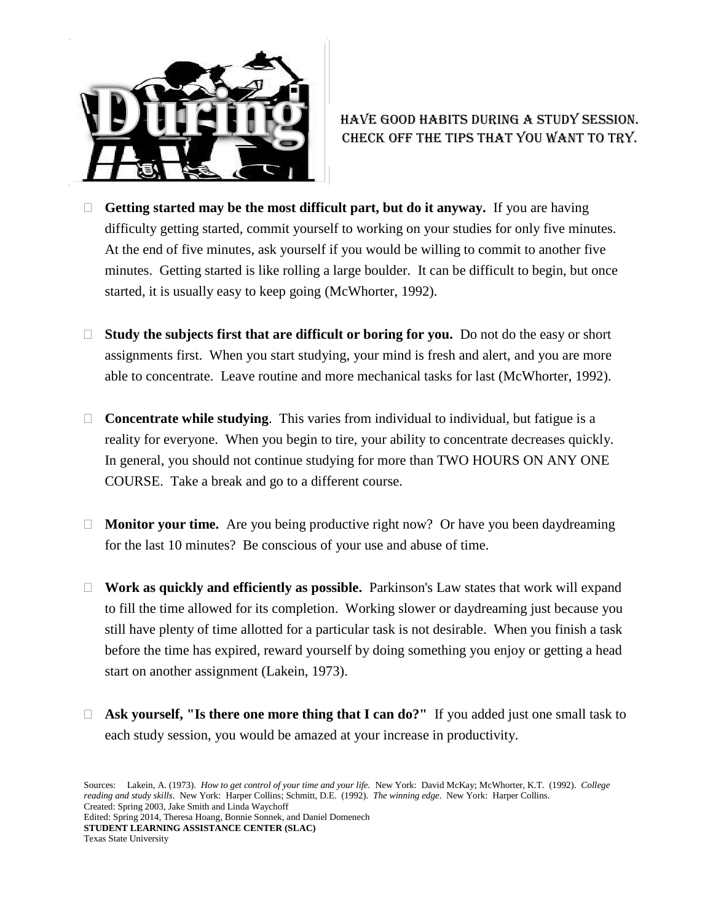# During

HAVE GOOD HABITS DURING A STUDY SESSION. CHECK OFF THE TIPS THAT YOU WANT TO TRY.

- ☐ **Getting started may be the most difficult part, but do it anyway.** If you are having difficulty getting started, commit yourself to working on your studies for only five minutes. At the end of five minutes, ask yourself if you would be willing to commit to another five minutes. Getting started is like rolling a large boulder. It can be difficult to begin, but once started, it is usually easy to keep going (McWhorter, 1992).

- ☐ **Study the subjects first that are difficult or boring for you.** Do not do the easy or short assignments first. When you start studying, your mind is fresh and alert, and you are more able to concentrate. Leave routine and more mechanical tasks for last (McWhorter, 1992).

- ☐ **Concentrate while studying**. This varies from individual to individual, but fatigue is a reality for everyone. When you begin to tire, your ability to concentrate decreases quickly. In general, you should not continue studying for more than TWO HOURS ON ANY ONE COURSE. Take a break and go to a different course.

- ☐ **Monitor your time.** Are you being productive right now? Or have you been daydreaming for the last 10 minutes? Be conscious of your use and abuse of time.

- ☐ **Work as quickly and efficiently as possible.** Parkinson's Law states that work will expand to fill the time allowed for its completion. Working slower or daydreaming just because you still have plenty of time allotted for a particular task is not desirable. When you finish a task before the time has expired, reward yourself by doing something you enjoy or getting a head start on another assignment (Lakein, 1973).

- ☐ **Ask yourself, "Is there one more thing that I can do?"** If you added just one small task to each study session, you would be amazed at your increase in productivity.

Sources: Lakein, A. (1973). *How to get control of your time and your life*. New York: David McKay; McWhorter, K.T. (1992). *College reading and study skills*. New York: Harper Collins; Schmitt, D.E. (1992). *The winning edge*. New York: Harper Collins.
Created: Spring 2003, Jake Smith and Linda Waychoff
Edited: Spring 2014, Theresa Hoang, Bonnie Sonnek, and Daniel Domenech
**STUDENT LEARNING ASSISTANCE CENTER (SLAC)**
Texas State University